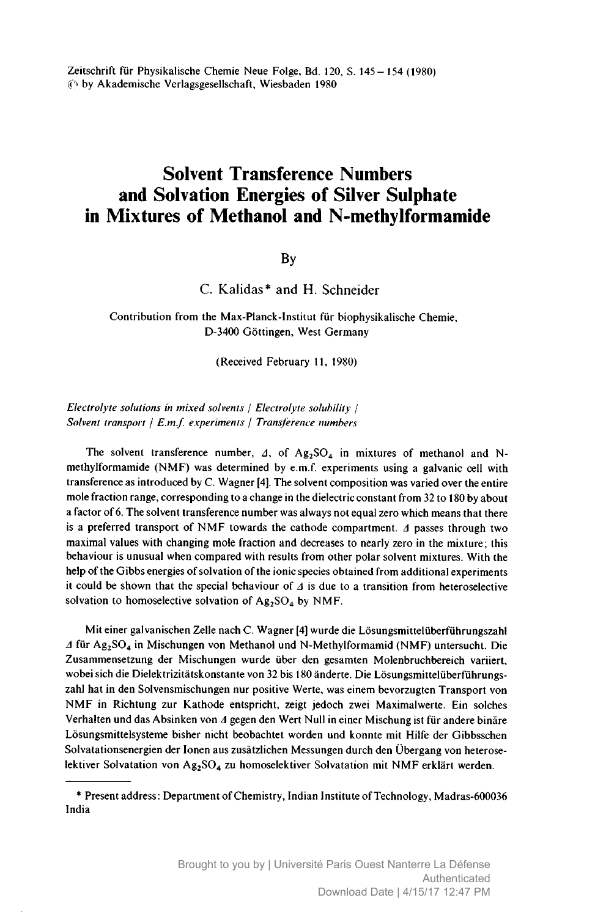# Solvent Transference Numbers and Solvation Energies of Silver Sulphate in Mixtures of Methanol and N-methylformamide

By

C. Kalidas* and H. Schneider

Contribution from the Max-Planck-Institut für biophysikalische Chemie, D-3400 Göttingen, West Germany

(Received February 11, 1980)

*Electrolyte solutions in mixed solvents / Electrolyte solubility / Solvent transport / E.m.f. experiments / Transference numbers*

The solvent transference number, $\Delta$, of $Ag_2SO_4$ in mixtures of methanol and N-methylformamide (NMF) was determined by e.m.f. experiments using a galvanic cell with transference as introduced by C. Wagner [4]. The solvent composition was varied over the entire mole fraction range, corresponding to a change in the dielectric constant from 32 to 180 by about a factor of 6. The solvent transference number was always not equal zero which means that there is a preferred transport of NMF towards the cathode compartment. $\Delta$ passes through two maximal values with changing mole fraction and decreases to nearly zero in the mixture; this behaviour is unusual when compared with results from other polar solvent mixtures. With the help of the Gibbs energies of solvation of the ionic species obtained from additional experiments it could be shown that the special behaviour of $\Delta$ is due to a transition from heteroselective solvation to homoselective solvation of $Ag_2SO_4$ by NMF.

Mit einer galvanischen Zelle nach C. Wagner [4] wurde die Lösungsmittelüberführungszahl $\Delta$ für $Ag_2SO_4$ in Mischungen von Methanol und N-Methylformamid (NMF) untersucht. Die Zusammensetzung der Mischungen wurde über den gesamten Molenbruchbereich variiert, wobei sich die Dielektrizitätskonstante von 32 bis 180 änderte. Die Lösungsmittelüberführungszahl hat in den Solvensmischungen nur positive Werte, was einem bevorzugten Transport von NMF in Richtung zur Kathode entspricht, zeigt jedoch zwei Maximalwerte. Ein solches Verhalten und das Absinken von $\Delta$ gegen den Wert Null in einer Mischung ist für andere binäre Lösungsmittelsysteme bisher nicht beobachtet worden und konnte mit Hilfe der Gibbsschen Solvatationsenergien der Ionen aus zusätzlichen Messungen durch den Übergang von heteroselektiver Solvatation von $Ag_2SO_4$ zu homoselektiver Solvatation mit NMF erklärt werden.

---

* Present address: Department of Chemistry, Indian Institute of Technology, Madras-600036 India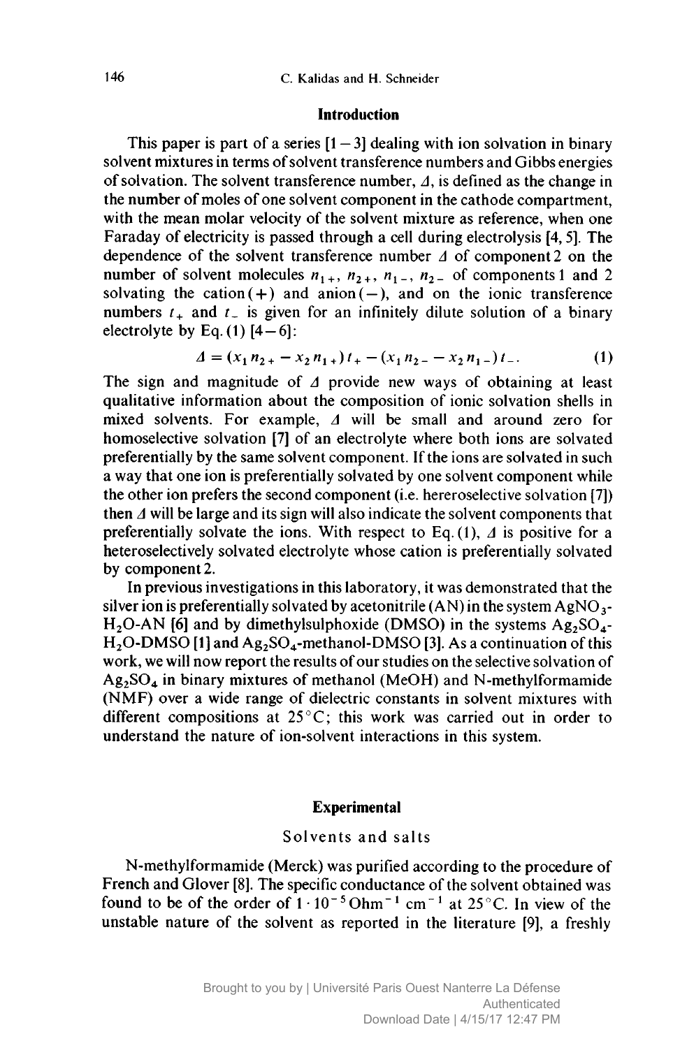## Introduction

This paper is part of a series [1 – 3] dealing with ion solvation in binary solvent mixtures in terms of solvent transference numbers and Gibbs energies of solvation. The solvent transference number, $\Delta$, is defined as the change in the number of moles of one solvent component in the cathode compartment, with the mean molar velocity of the solvent mixture as reference, when one Faraday of electricity is passed through a cell during electrolysis [4, 5]. The dependence of the solvent transference number $\Delta$ of component 2 on the number of solvent molecules $n_{1+}$, $n_{2+}$, $n_{1-}$, $n_{2-}$ of components 1 and 2 solvating the cation (+) and anion (−), and on the ionic transference numbers $t_+$ and $t_-$ is given for an infinitely dilute solution of a binary electrolyte by Eq. (1) [4 – 6]:

$$\Delta = (x_1 n_{2+} - x_2 n_{1+}) t_+ - (x_1 n_{2-} - x_2 n_{1-}) t_- . \tag{1}$$

The sign and magnitude of $\Delta$ provide new ways of obtaining at least qualitative information about the composition of ionic solvation shells in mixed solvents. For example, $\Delta$ will be small and around zero for homoselective solvation [7] of an electrolyte where both ions are solvated preferentially by the same solvent component. If the ions are solvated in such a way that one ion is preferentially solvated by one solvent component while the other ion prefers the second component (i.e. hereroselective solvation [7]) then $\Delta$ will be large and its sign will also indicate the solvent components that preferentially solvate the ions. With respect to Eq. (1), $\Delta$ is positive for a heteroselectively solvated electrolyte whose cation is preferentially solvated by component 2.

In previous investigations in this laboratory, it was demonstrated that the silver ion is preferentially solvated by acetonitrile (AN) in the system $AgNO_3$-$H_2O$-AN [6] and by dimethylsulphoxide (DMSO) in the systems $Ag_2SO_4$-$H_2O$-DMSO [1] and $Ag_2SO_4$-methanol-DMSO [3]. As a continuation of this work, we will now report the results of our studies on the selective solvation of $Ag_2SO_4$ in binary mixtures of methanol (MeOH) and N-methylformamide (NMF) over a wide range of dielectric constants in solvent mixtures with different compositions at 25 °C; this work was carried out in order to understand the nature of ion-solvent interactions in this system.

## Experimental

### Solvents and salts

N-methylformamide (Merck) was purified according to the procedure of French and Glover [8]. The specific conductance of the solvent obtained was found to be of the order of $1 \cdot 10^{-5}$ Ohm$^{-1}$ cm$^{-1}$ at 25 °C. In view of the unstable nature of the solvent as reported in the literature [9], a freshly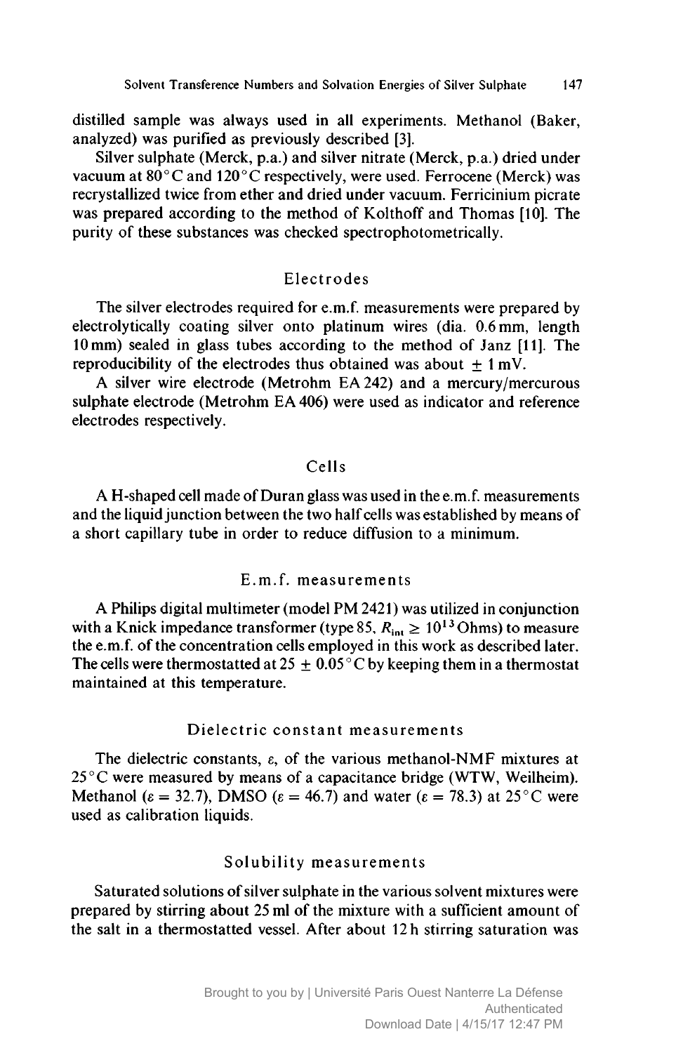distilled sample was always used in all experiments. Methanol (Baker, analyzed) was purified as previously described [3].

Silver sulphate (Merck, p.a.) and silver nitrate (Merck, p.a.) dried under vacuum at 80 °C and 120 °C respectively, were used. Ferrocene (Merck) was recrystallized twice from ether and dried under vacuum. Ferricinium picrate was prepared according to the method of Kolthoff and Thomas [10]. The purity of these substances was checked spectrophotometrically.

## Electrodes

The silver electrodes required for e.m.f. measurements were prepared by electrolytically coating silver onto platinum wires (dia. 0.6 mm, length 10 mm) sealed in glass tubes according to the method of Janz [11]. The reproducibility of the electrodes thus obtained was about $\pm$ 1 mV.

A silver wire electrode (Metrohm EA 242) and a mercury/mercurous sulphate electrode (Metrohm EA 406) were used as indicator and reference electrodes respectively.

## Cells

A H-shaped cell made of Duran glass was used in the e.m.f. measurements and the liquid junction between the two half cells was established by means of a short capillary tube in order to reduce diffusion to a minimum.

## E.m.f. measurements

A Philips digital multimeter (model PM 2421) was utilized in conjunction with a Knick impedance transformer (type 85, $R_{int} \geq 10^{13}$ Ohms) to measure the e.m.f. of the concentration cells employed in this work as described later. The cells were thermostatted at 25 $\pm$ 0.05 °C by keeping them in a thermostat maintained at this temperature.

## Dielectric constant measurements

The dielectric constants, $\varepsilon$, of the various methanol-NMF mixtures at 25 °C were measured by means of a capacitance bridge (WTW, Weilheim). Methanol ($\varepsilon = 32.7$), DMSO ($\varepsilon = 46.7$) and water ($\varepsilon = 78.3$) at 25 °C were used as calibration liquids.

## Solubility measurements

Saturated solutions of silver sulphate in the various solvent mixtures were prepared by stirring about 25 ml of the mixture with a sufficient amount of the salt in a thermostatted vessel. After about 12 h stirring saturation was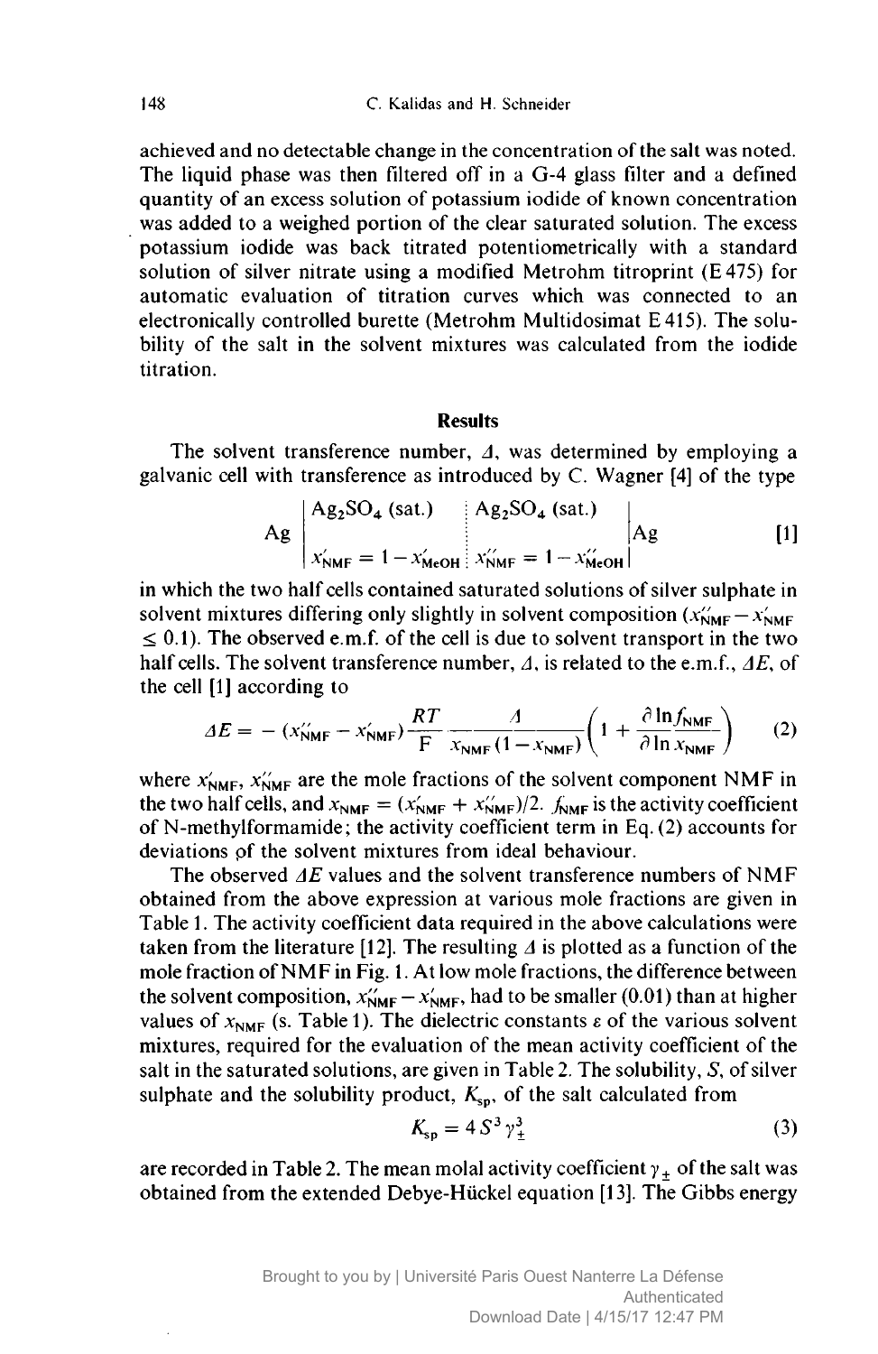achieved and no detectable change in the concentration of the salt was noted. The liquid phase was then filtered off in a G-4 glass filter and a defined quantity of an excess solution of potassium iodide of known concentration was added to a weighed portion of the clear saturated solution. The excess potassium iodide was back titrated potentiometrically with a standard solution of silver nitrate using a modified Metrohm titroprint (E 475) for automatic evaluation of titration curves which was connected to an electronically controlled burette (Metrohm Multidosimat E 415). The solubility of the salt in the solvent mixtures was calculated from the iodide titration.

## Results

The solvent transference number, $\Delta$, was determined by employing a galvanic cell with transference as introduced by C. Wagner [4] of the type

$$\mathrm{Ag} \left| \begin{matrix} \mathrm{Ag_2SO_4}\ (\mathrm{sat.}) \\ \\ x'_{\mathrm{NMF}} = 1 - x'_{\mathrm{MeOH}} \end{matrix} \right\vdots \begin{matrix} \mathrm{Ag_2SO_4}\ (\mathrm{sat.}) \\ \\ x''_{\mathrm{NMF}} = 1 - x''_{\mathrm{MeOH}} \end{matrix} \left| \mathrm{Ag} \right. \qquad [1]$$

in which the two half cells contained saturated solutions of silver sulphate in solvent mixtures differing only slightly in solvent composition ($x''_{\mathrm{NMF}} - x'_{\mathrm{NMF}} \leq 0.1$). The observed e.m.f. of the cell is due to solvent transport in the two half cells. The solvent transference number, $\Delta$, is related to the e.m.f., $\Delta E$, of the cell [1] according to

$$\Delta E = -\,(x''_{\mathrm{NMF}} - x'_{\mathrm{NMF}})\frac{RT}{\mathrm{F}}\,\frac{\Delta}{x_{\mathrm{NMF}}(1 - x_{\mathrm{NMF}})}\left(1 + \frac{\partial \ln f_{\mathrm{NMF}}}{\partial \ln x_{\mathrm{NMF}}}\right) \qquad (2)$$

where $x'_{\mathrm{NMF}}$, $x''_{\mathrm{NMF}}$ are the mole fractions of the solvent component NMF in the two half cells, and $x_{\mathrm{NMF}} = (x'_{\mathrm{NMF}} + x''_{\mathrm{NMF}})/2$. $f_{\mathrm{NMF}}$ is the activity coefficient of N-methylformamide; the activity coefficient term in Eq. (2) accounts for deviations of the solvent mixtures from ideal behaviour.

The observed $\Delta E$ values and the solvent transference numbers of NMF obtained from the above expression at various mole fractions are given in Table 1. The activity coefficient data required in the above calculations were taken from the literature [12]. The resulting $\Delta$ is plotted as a function of the mole fraction of NMF in Fig. 1. At low mole fractions, the difference between the solvent composition, $x''_{\mathrm{NMF}} - x'_{\mathrm{NMF}}$, had to be smaller (0.01) than at higher values of $x_{\mathrm{NMF}}$ (s. Table 1). The dielectric constants $\varepsilon$ of the various solvent mixtures, required for the evaluation of the mean activity coefficient of the salt in the saturated solutions, are given in Table 2. The solubility, $S$, of silver sulphate and the solubility product, $K_{\mathrm{sp}}$, of the salt calculated from

$$K_{\mathrm{sp}} = 4\,S^3\,\gamma_{\pm}^3 \qquad (3)$$

are recorded in Table 2. The mean molal activity coefficient $\gamma_{\pm}$ of the salt was obtained from the extended Debye-Hückel equation [13]. The Gibbs energy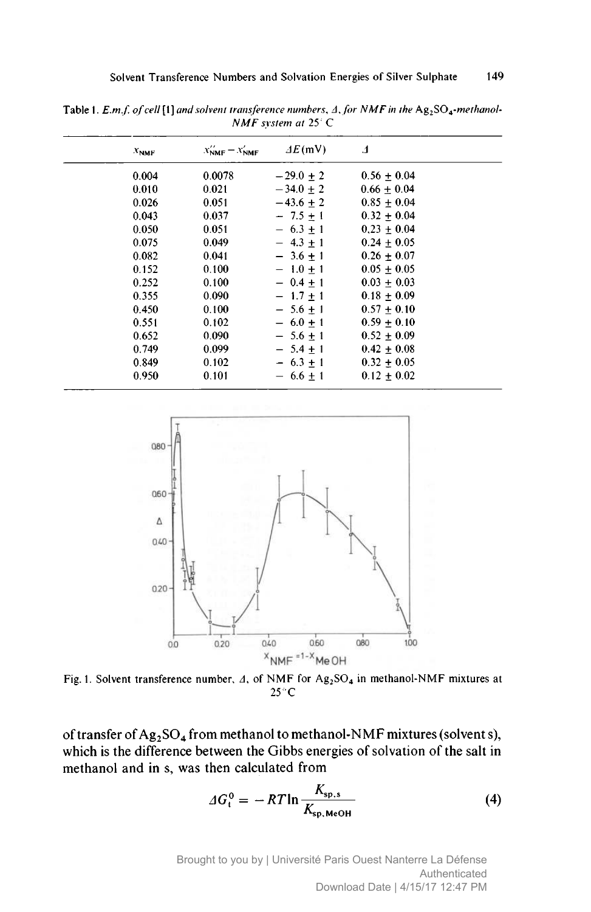Table 1. *E.m.f. of cell* [1] *and solvent transference numbers, Δ, for NMF in the* $Ag_2SO_4$*-methanol-NMF system at 25°C*

| $x_{NMF}$ | $x''_{NMF} - x'_{NMF}$ | $\Delta E$(mV) | $\Delta$ |
|---|---|---|---|
| 0.004 | 0.0078 | $-29.0 \pm 2$ | $0.56 \pm 0.04$ |
| 0.010 | 0.021 | $-34.0 \pm 2$ | $0.66 \pm 0.04$ |
| 0.026 | 0.051 | $-43.6 \pm 2$ | $0.85 \pm 0.04$ |
| 0.043 | 0.037 | $-7.5 \pm 1$ | $0.32 \pm 0.04$ |
| 0.050 | 0.051 | $-6.3 \pm 1$ | $0.23 \pm 0.04$ |
| 0.075 | 0.049 | $-4.3 \pm 1$ | $0.24 \pm 0.05$ |
| 0.082 | 0.041 | $-3.6 \pm 1$ | $0.26 \pm 0.07$ |
| 0.152 | 0.100 | $-1.0 \pm 1$ | $0.05 \pm 0.05$ |
| 0.252 | 0.100 | $-0.4 \pm 1$ | $0.03 \pm 0.03$ |
| 0.355 | 0.090 | $-1.7 \pm 1$ | $0.18 \pm 0.09$ |
| 0.450 | 0.100 | $-5.6 \pm 1$ | $0.57 \pm 0.10$ |
| 0.551 | 0.102 | $-6.0 \pm 1$ | $0.59 \pm 0.10$ |
| 0.652 | 0.090 | $-5.6 \pm 1$ | $0.52 \pm 0.09$ |
| 0.749 | 0.099 | $-5.4 \pm 1$ | $0.42 \pm 0.08$ |
| 0.849 | 0.102 | $-6.3 \pm 1$ | $0.32 \pm 0.05$ |
| 0.950 | 0.101 | $-6.6 \pm 1$ | $0.12 \pm 0.02$ |

Fig. 1. Solvent transference number, Δ, of NMF for $Ag_2SO_4$ in methanol-NMF mixtures at 25°C

of transfer of $Ag_2SO_4$ from methanol to methanol-NMF mixtures (solvent s), which is the difference between the Gibbs energies of solvation of the salt in methanol and in s, was then calculated from

$$\Delta G_t^0 = -RT \ln \frac{K_{sp,s}}{K_{sp,MeOH}} \tag{4}$$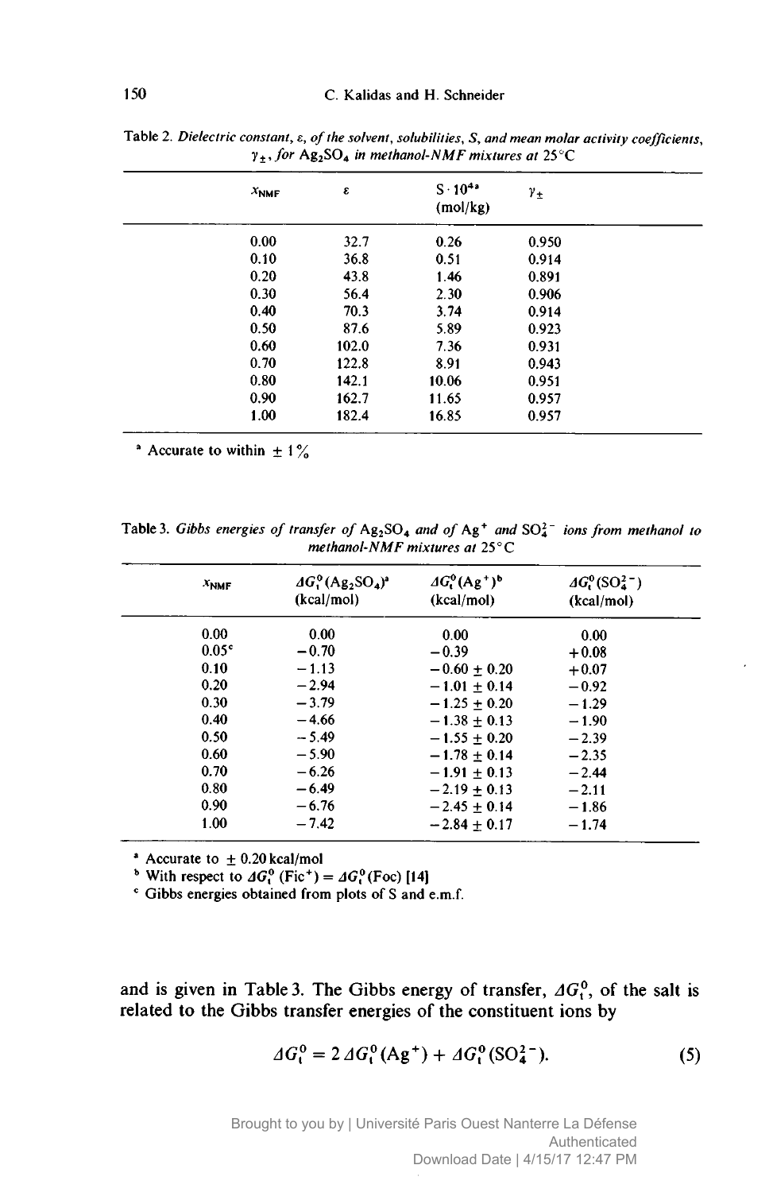Table 2. *Dielectric constant, ε, of the solvent, solubilities, S, and mean molar activity coefficients, $\gamma_{\pm}$, for $Ag_2SO_4$ in methanol-NMF mixtures at 25°C*

| $x_{NMF}$ | ε | $S \cdot 10^{4}$ [a] (mol/kg) | $\gamma_{\pm}$ |
|---|---|---|---|
| 0.00 | 32.7 | 0.26 | 0.950 |
| 0.10 | 36.8 | 0.51 | 0.914 |
| 0.20 | 43.8 | 1.46 | 0.891 |
| 0.30 | 56.4 | 2.30 | 0.906 |
| 0.40 | 70.3 | 3.74 | 0.914 |
| 0.50 | 87.6 | 5.89 | 0.923 |
| 0.60 | 102.0 | 7.36 | 0.931 |
| 0.70 | 122.8 | 8.91 | 0.943 |
| 0.80 | 142.1 | 10.06 | 0.951 |
| 0.90 | 162.7 | 11.65 | 0.957 |
| 1.00 | 182.4 | 16.85 | 0.957 |

[a] Accurate to within ± 1%

Table 3. *Gibbs energies of transfer of $Ag_2SO_4$ and of $Ag^+$ and $SO_4^{2-}$ ions from methanol to methanol-NMF mixtures at 25°C*

| $x_{NMF}$ | $\Delta G_t^0(Ag_2SO_4)$ [a] (kcal/mol) | $\Delta G_t^0(Ag^+)$ [b] (kcal/mol) | $\Delta G_t^0(SO_4^{2-})$ (kcal/mol) |
|---|---|---|---|
| 0.00 | 0.00 | 0.00 | 0.00 |
| 0.05 [c] | −0.70 | −0.39 | +0.08 |
| 0.10 | −1.13 | −0.60 ± 0.20 | +0.07 |
| 0.20 | −2.94 | −1.01 ± 0.14 | −0.92 |
| 0.30 | −3.79 | −1.25 ± 0.20 | −1.29 |
| 0.40 | −4.66 | −1.38 ± 0.13 | −1.90 |
| 0.50 | −5.49 | −1.55 ± 0.20 | −2.39 |
| 0.60 | −5.90 | −1.78 ± 0.14 | −2.35 |
| 0.70 | −6.26 | −1.91 ± 0.13 | −2.44 |
| 0.80 | −6.49 | −2.19 ± 0.13 | −2.11 |
| 0.90 | −6.76 | −2.45 ± 0.14 | −1.86 |
| 1.00 | −7.42 | −2.84 ± 0.17 | −1.74 |

[a] Accurate to ± 0.20 kcal/mol

[b] With respect to $\Delta G_t^0(\text{Fic}^+) = \Delta G_t^0(\text{Foc})$ [14]

[c] Gibbs energies obtained from plots of S and e.m.f.

and is given in Table 3. The Gibbs energy of transfer, $\Delta G_t^0$, of the salt is related to the Gibbs transfer energies of the constituent ions by

$$\Delta G_t^0 = 2\,\Delta G_t^0(Ag^+) + \Delta G_t^0(SO_4^{2-}). \tag{5}$$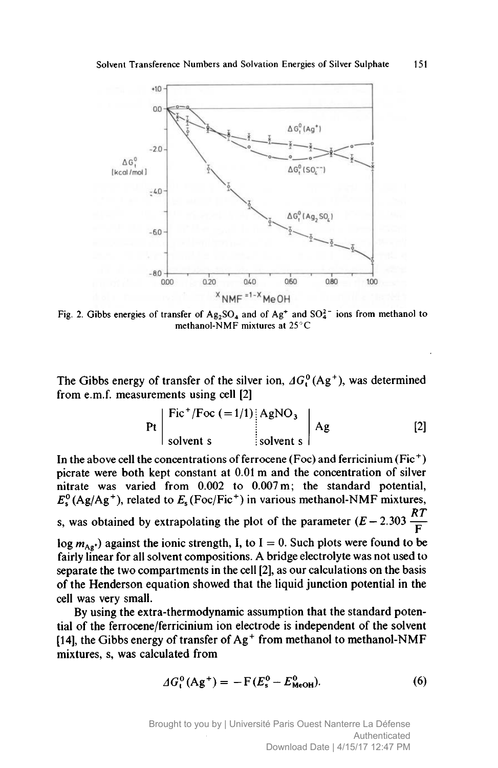Fig. 2. Gibbs energies of transfer of $Ag_2SO_4$ and of $Ag^+$ and $SO_4^{2-}$ ions from methanol to methanol-NMF mixtures at 25 °C

The Gibbs energy of transfer of the silver ion, $\Delta G_t^0(Ag^+)$, was determined from e.m.f. measurements using cell [2]

$$\mathrm{Pt} \left| \begin{array}{l} \mathrm{Fic^+/Foc}\ (=1/1) \\ \\ \text{solvent s} \end{array} \right\vdots \begin{array}{l} \mathrm{AgNO_3} \\ \\ \text{solvent s} \end{array} \left| \mathrm{Ag} \right. \qquad [2]$$

In the above cell the concentrations of ferrocene (Foc) and ferricinium ($Fic^+$) picrate were both kept constant at 0.01 m and the concentration of silver nitrate was varied from 0.002 to 0.007 m; the standard potential, $E_s^0(Ag/Ag^+)$, related to $E_s(Foc/Fic^+)$ in various methanol-NMF mixtures, s, was obtained by extrapolating the plot of the parameter $(E - 2.303 \frac{RT}{F} \log m_{Ag^+})$ against the ionic strength, I, to I = 0. Such plots were found to be fairly linear for all solvent compositions. A bridge electrolyte was not used to separate the two compartments in the cell [2], as our calculations on the basis of the Henderson equation showed that the liquid junction potential in the cell was very small.

By using the extra-thermodynamic assumption that the standard potential of the ferrocene/ferricinium ion electrode is independent of the solvent [14], the Gibbs energy of transfer of $Ag^+$ from methanol to methanol-NMF mixtures, s, was calculated from

$$\Delta G_t^0(Ag^+) = -F(E_s^0 - E_{MeOH}^0). \qquad (6)$$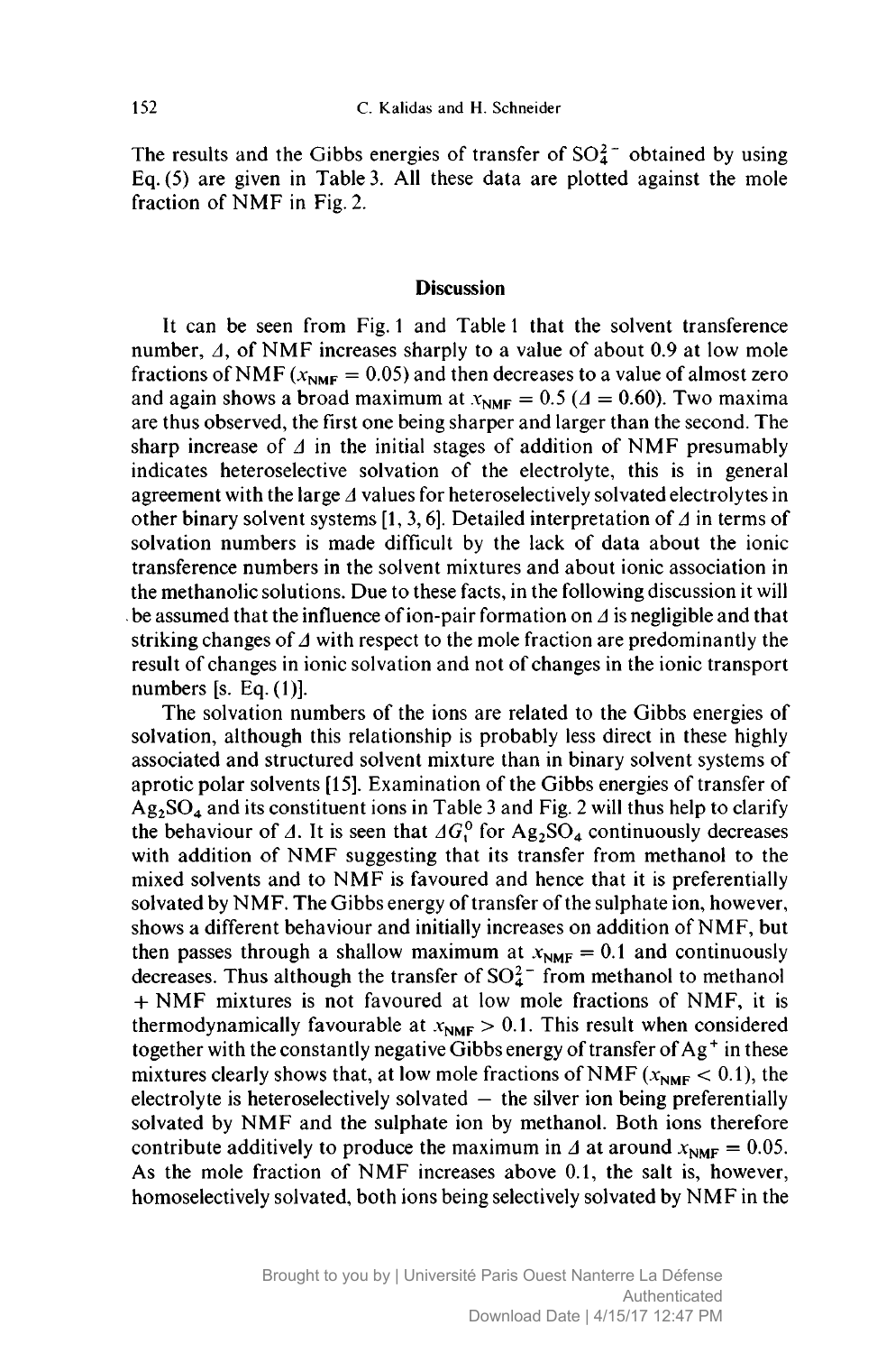The results and the Gibbs energies of transfer of $SO_4^{2-}$ obtained by using Eq. (5) are given in Table 3. All these data are plotted against the mole fraction of NMF in Fig. 2.

## Discussion

It can be seen from Fig. 1 and Table 1 that the solvent transference number, $\Delta$, of NMF increases sharply to a value of about 0.9 at low mole fractions of NMF ($x_{NMF} = 0.05$) and then decreases to a value of almost zero and again shows a broad maximum at $x_{NMF} = 0.5$ ($\Delta = 0.60$). Two maxima are thus observed, the first one being sharper and larger than the second. The sharp increase of $\Delta$ in the initial stages of addition of NMF presumably indicates heteroselective solvation of the electrolyte, this is in general agreement with the large $\Delta$ values for heteroselectively solvated electrolytes in other binary solvent systems [1, 3, 6]. Detailed interpretation of $\Delta$ in terms of solvation numbers is made difficult by the lack of data about the ionic transference numbers in the solvent mixtures and about ionic association in the methanolic solutions. Due to these facts, in the following discussion it will be assumed that the influence of ion-pair formation on $\Delta$ is negligible and that striking changes of $\Delta$ with respect to the mole fraction are predominantly the result of changes in ionic solvation and not of changes in the ionic transport numbers [s. Eq. (1)].

The solvation numbers of the ions are related to the Gibbs energies of solvation, although this relationship is probably less direct in these highly associated and structured solvent mixture than in binary solvent systems of aprotic polar solvents [15]. Examination of the Gibbs energies of transfer of $Ag_2SO_4$ and its constituent ions in Table 3 and Fig. 2 will thus help to clarify the behaviour of $\Delta$. It is seen that $\Delta G_t^0$ for $Ag_2SO_4$ continuously decreases with addition of NMF suggesting that its transfer from methanol to the mixed solvents and to NMF is favoured and hence that it is preferentially solvated by NMF. The Gibbs energy of transfer of the sulphate ion, however, shows a different behaviour and initially increases on addition of NMF, but then passes through a shallow maximum at $x_{NMF} = 0.1$ and continuously decreases. Thus although the transfer of $SO_4^{2-}$ from methanol to methanol + NMF mixtures is not favoured at low mole fractions of NMF, it is thermodynamically favourable at $x_{NMF} > 0.1$. This result when considered together with the constantly negative Gibbs energy of transfer of $Ag^+$ in these mixtures clearly shows that, at low mole fractions of NMF ($x_{NMF} < 0.1$), the electrolyte is heteroselectively solvated – the silver ion being preferentially solvated by NMF and the sulphate ion by methanol. Both ions therefore contribute additively to produce the maximum in $\Delta$ at around $x_{NMF} = 0.05$. As the mole fraction of NMF increases above 0.1, the salt is, however, homoselectively solvated, both ions being selectively solvated by NMF in the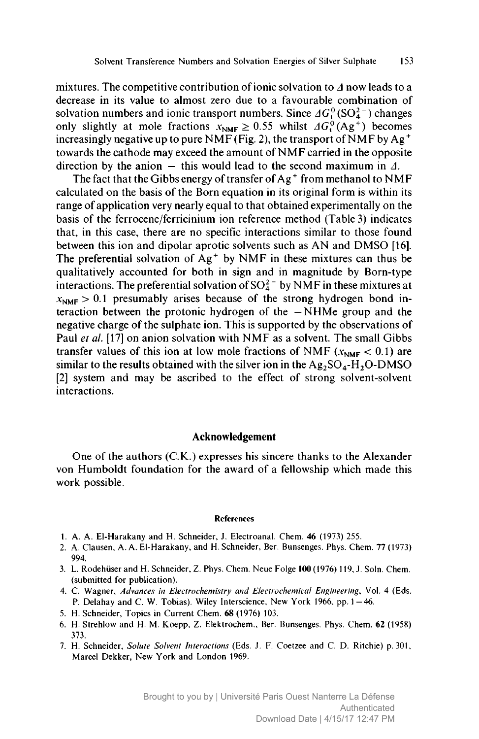mixtures. The competitive contribution of ionic solvation to $\Delta$ now leads to a decrease in its value to almost zero due to a favourable combination of solvation numbers and ionic transport numbers. Since $\Delta G_t^0(SO_4^{2-})$ changes only slightly at mole fractions $x_{NMF} \geq 0.55$ whilst $\Delta G_t^0(Ag^+)$ becomes increasingly negative up to pure NMF (Fig. 2), the transport of NMF by $Ag^+$ towards the cathode may exceed the amount of NMF carried in the opposite direction by the anion — this would lead to the second maximum in $\Delta$.

The fact that the Gibbs energy of transfer of $Ag^+$ from methanol to NMF calculated on the basis of the Born equation in its original form is within its range of application very nearly equal to that obtained experimentally on the basis of the ferrocene/ferricinium ion reference method (Table 3) indicates that, in this case, there are no specific interactions similar to those found between this ion and dipolar aprotic solvents such as AN and DMSO [16]. The preferential solvation of $Ag^+$ by NMF in these mixtures can thus be qualitatively accounted for both in sign and in magnitude by Born-type interactions. The preferential solvation of $SO_4^{2-}$ by NMF in these mixtures at $x_{NMF} > 0.1$ presumably arises because of the strong hydrogen bond interaction between the protonic hydrogen of the $-NHMe$ group and the negative charge of the sulphate ion. This is supported by the observations of Paul *et al.* [17] on anion solvation with NMF as a solvent. The small Gibbs transfer values of this ion at low mole fractions of NMF ($x_{NMF} < 0.1$) are similar to the results obtained with the silver ion in the $Ag_2SO_4$-$H_2O$-DMSO [2] system and may be ascribed to the effect of strong solvent-solvent interactions.

## Acknowledgement

One of the authors (C.K.) expresses his sincere thanks to the Alexander von Humboldt foundation for the award of a fellowship which made this work possible.

### References

1. A. A. El-Harakany and H. Schneider, J. Electroanal. Chem. **46** (1973) 255.
2. A. Clausen, A. A. El-Harakany, and H. Schneider, Ber. Bunsenges. Phys. Chem. **77** (1973) 994.
3. L. Rodehüser and H. Schneider, Z. Phys. Chem. Neue Folge **100** (1976) 119, J. Soln. Chem. (submitted for publication).
4. C. Wagner, *Advances in Electrochemistry and Electrochemical Engineering*, Vol. 4 (Eds. P. Delahay and C. W. Tobias). Wiley Interscience, New York 1966, pp. 1–46.
5. H. Schneider, Topics in Current Chem. **68** (1976) 103.
6. H. Strehlow and H. M. Koepp, Z. Elektrochem., Ber. Bunsenges. Phys. Chem. **62** (1958) 373.
7. H. Schneider, *Solute Solvent Interactions* (Eds. J. F. Coetzee and C. D. Ritchie) p. 301, Marcel Dekker, New York and London 1969.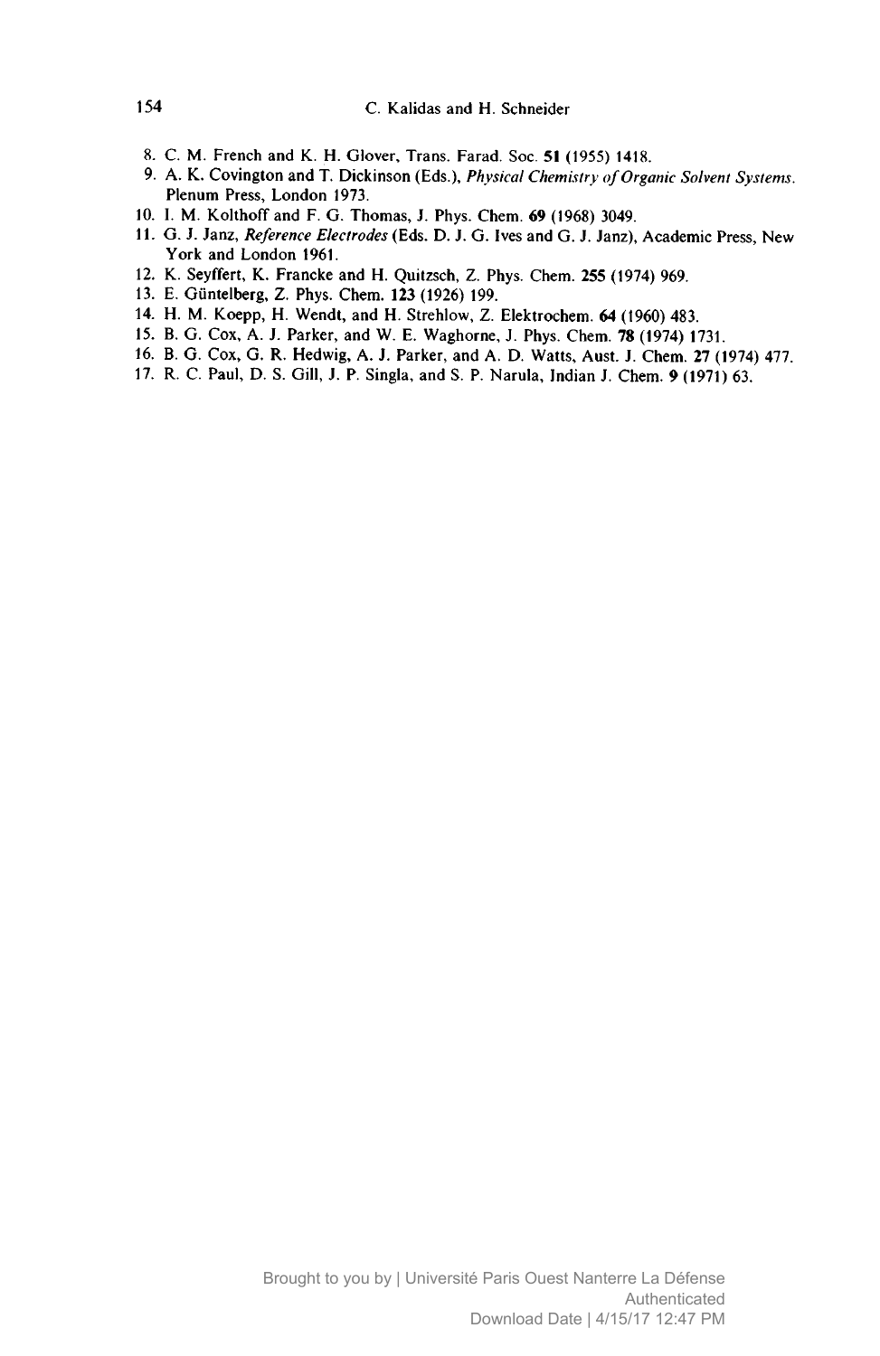8. C. M. French and K. H. Glover, Trans. Farad. Soc. **51** (1955) 1418.
9. A. K. Covington and T. Dickinson (Eds.), *Physical Chemistry of Organic Solvent Systems*. Plenum Press, London 1973.
10. I. M. Kolthoff and F. G. Thomas, J. Phys. Chem. **69** (1968) 3049.
11. G. J. Janz, *Reference Electrodes* (Eds. D. J. G. Ives and G. J. Janz), Academic Press, New York and London 1961.
12. K. Seyffert, K. Francke and H. Quitzsch, Z. Phys. Chem. **255** (1974) 969.
13. E. Güntelberg, Z. Phys. Chem. **123** (1926) 199.
14. H. M. Koepp, H. Wendt, and H. Strehlow, Z. Elektrochem. **64** (1960) 483.
15. B. G. Cox, A. J. Parker, and W. E. Waghorne, J. Phys. Chem. **78** (1974) 1731.
16. B. G. Cox, G. R. Hedwig, A. J. Parker, and A. D. Watts, Aust. J. Chem. **27** (1974) 477.
17. R. C. Paul, D. S. Gill, J. P. Singla, and S. P. Narula, Indian J. Chem. **9** (1971) 63.